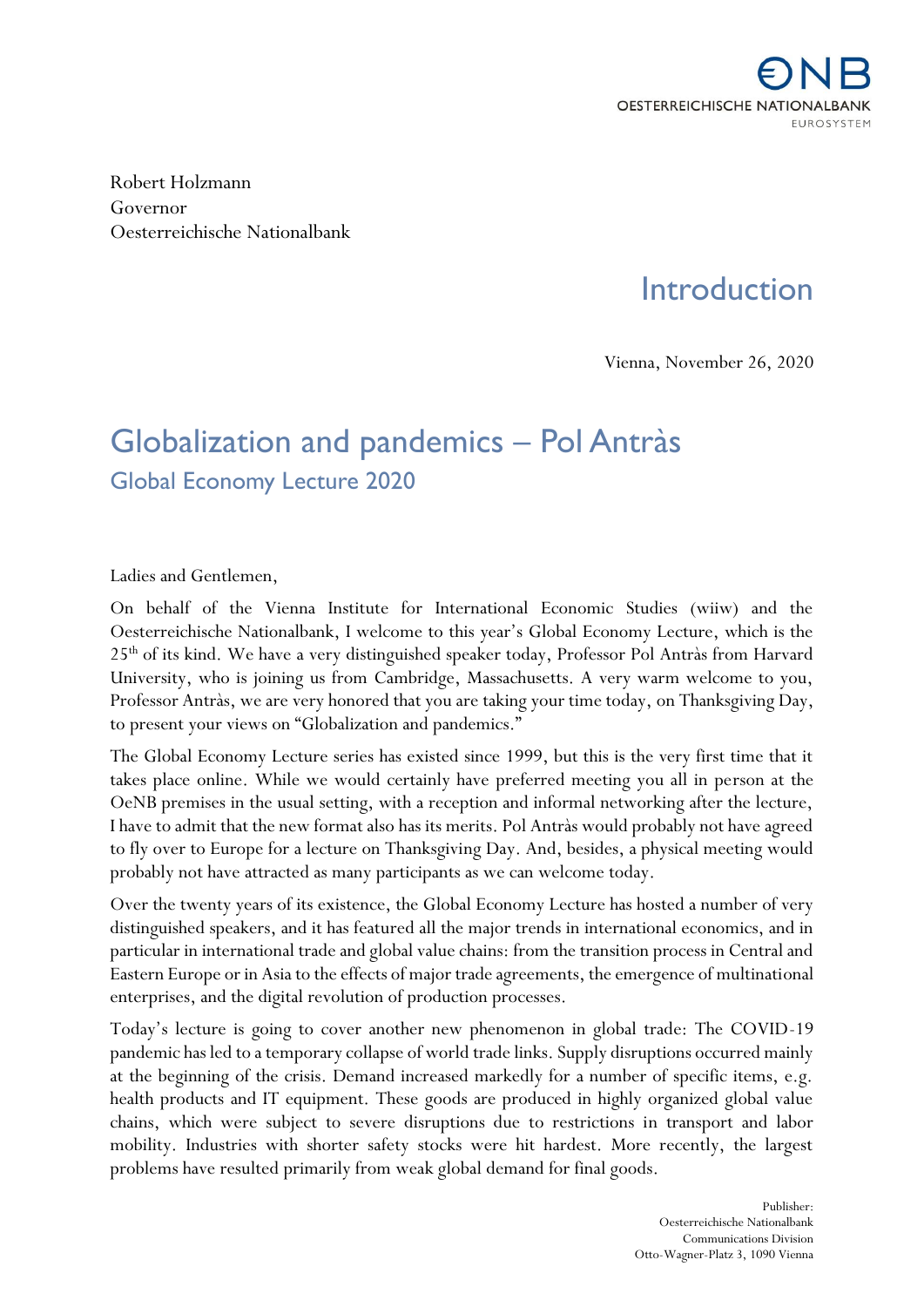Robert Holzmann
Governor
Oesterreichische Nationalbank

# Introduction

Vienna, November 26, 2020

# Globalization and pandemics – Pol Antràs

## Global Economy Lecture 2020

Ladies and Gentlemen,

On behalf of the Vienna Institute for International Economic Studies (wiiw) and the Oesterreichische Nationalbank, I welcome to this year's Global Economy Lecture, which is the 25th of its kind. We have a very distinguished speaker today, Professor Pol Antràs from Harvard University, who is joining us from Cambridge, Massachusetts. A very warm welcome to you, Professor Antràs, we are very honored that you are taking your time today, on Thanksgiving Day, to present your views on "Globalization and pandemics."

The Global Economy Lecture series has existed since 1999, but this is the very first time that it takes place online. While we would certainly have preferred meeting you all in person at the OeNB premises in the usual setting, with a reception and informal networking after the lecture, I have to admit that the new format also has its merits. Pol Antràs would probably not have agreed to fly over to Europe for a lecture on Thanksgiving Day. And, besides, a physical meeting would probably not have attracted as many participants as we can welcome today.

Over the twenty years of its existence, the Global Economy Lecture has hosted a number of very distinguished speakers, and it has featured all the major trends in international economics, and in particular in international trade and global value chains: from the transition process in Central and Eastern Europe or in Asia to the effects of major trade agreements, the emergence of multinational enterprises, and the digital revolution of production processes.

Today's lecture is going to cover another new phenomenon in global trade: The COVID-19 pandemic has led to a temporary collapse of world trade links. Supply disruptions occurred mainly at the beginning of the crisis. Demand increased markedly for a number of specific items, e.g. health products and IT equipment. These goods are produced in highly organized global value chains, which were subject to severe disruptions due to restrictions in transport and labor mobility. Industries with shorter safety stocks were hit hardest. More recently, the largest problems have resulted primarily from weak global demand for final goods.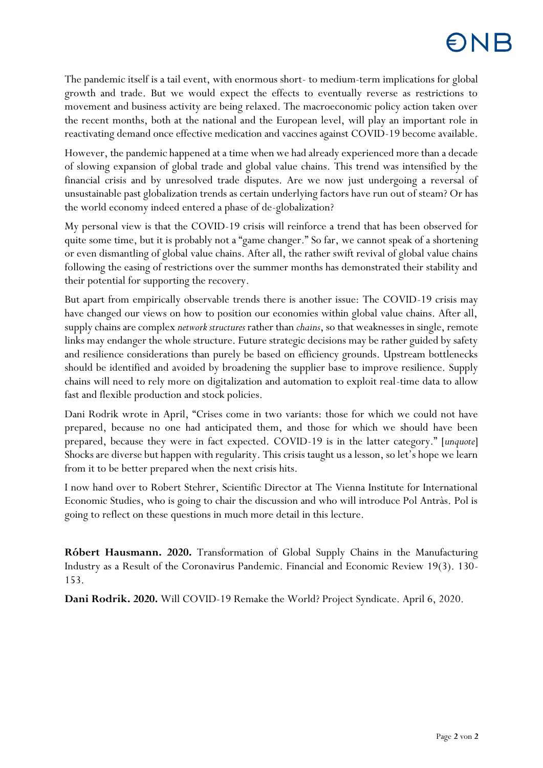The pandemic itself is a tail event, with enormous short- to medium-term implications for global growth and trade. But we would expect the effects to eventually reverse as restrictions to movement and business activity are being relaxed. The macroeconomic policy action taken over the recent months, both at the national and the European level, will play an important role in reactivating demand once effective medication and vaccines against COVID-19 become available.

However, the pandemic happened at a time when we had already experienced more than a decade of slowing expansion of global trade and global value chains. This trend was intensified by the financial crisis and by unresolved trade disputes. Are we now just undergoing a reversal of unsustainable past globalization trends as certain underlying factors have run out of steam? Or has the world economy indeed entered a phase of de-globalization?

My personal view is that the COVID-19 crisis will reinforce a trend that has been observed for quite some time, but it is probably not a "game changer." So far, we cannot speak of a shortening or even dismantling of global value chains. After all, the rather swift revival of global value chains following the easing of restrictions over the summer months has demonstrated their stability and their potential for supporting the recovery.

But apart from empirically observable trends there is another issue: The COVID-19 crisis may have changed our views on how to position our economies within global value chains. After all, supply chains are complex *network structures* rather than *chains*, so that weaknesses in single, remote links may endanger the whole structure. Future strategic decisions may be rather guided by safety and resilience considerations than purely be based on efficiency grounds. Upstream bottlenecks should be identified and avoided by broadening the supplier base to improve resilience. Supply chains will need to rely more on digitalization and automation to exploit real-time data to allow fast and flexible production and stock policies.

Dani Rodrik wrote in April, "Crises come in two variants: those for which we could not have prepared, because no one had anticipated them, and those for which we should have been prepared, because they were in fact expected. COVID-19 is in the latter category." [*unquote*] Shocks are diverse but happen with regularity. This crisis taught us a lesson, so let's hope we learn from it to be better prepared when the next crisis hits.

I now hand over to Robert Stehrer, Scientific Director at The Vienna Institute for International Economic Studies, who is going to chair the discussion and who will introduce Pol Antràs. Pol is going to reflect on these questions in much more detail in this lecture.

**Róbert Hausmann. 2020.** Transformation of Global Supply Chains in the Manufacturing Industry as a Result of the Coronavirus Pandemic. Financial and Economic Review 19(3). 130-153.

**Dani Rodrik. 2020.** Will COVID-19 Remake the World? Project Syndicate. April 6, 2020.